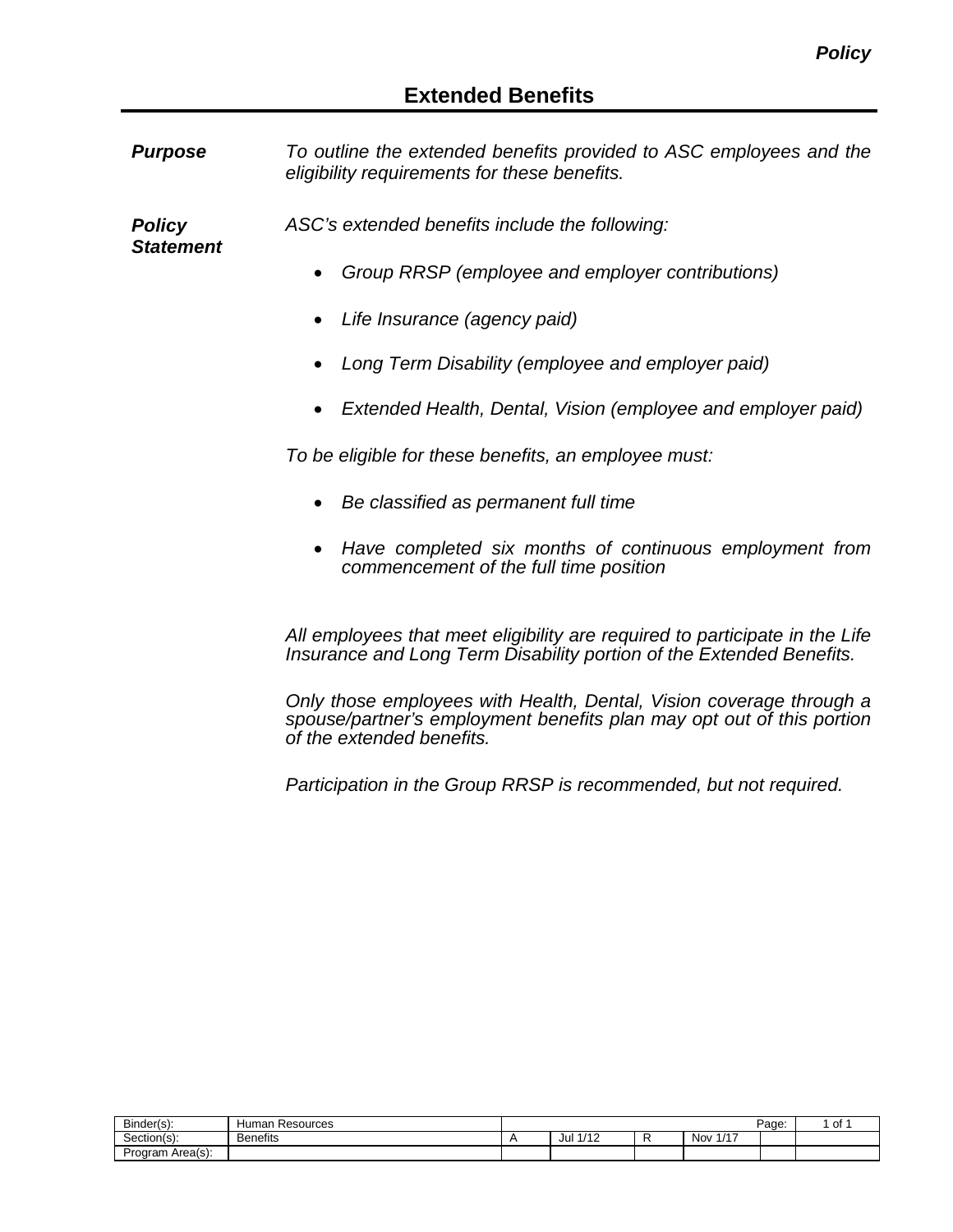*Policy*

# Extended Benefits

***Purpose***

*To outline the extended benefits provided to ASC employees and the eligibility requirements for these benefits.*

***Policy Statement***

*ASC's extended benefits include the following:*

- *Group RRSP (employee and employer contributions)*
- *Life Insurance (agency paid)*
- *Long Term Disability (employee and employer paid)*
- *Extended Health, Dental, Vision (employee and employer paid)*

*To be eligible for these benefits, an employee must:*

- *Be classified as permanent full time*
- *Have completed six months of continuous employment from commencement of the full time position*

*All employees that meet eligibility are required to participate in the Life Insurance and Long Term Disability portion of the Extended Benefits.*

*Only those employees with Health, Dental, Vision coverage through a spouse/partner's employment benefits plan may opt out of this portion of the extended benefits.*

*Participation in the Group RRSP is recommended, but not required.*

| Binder(s): | Human Resources | | | | | Page: | 1 of 1 |
|---|---|---|---|---|---|---|---|
| Section(s): | Benefits | A | Jul 1/12 | R | Nov 1/17 | | |
| Program Area(s): | | | | | | | |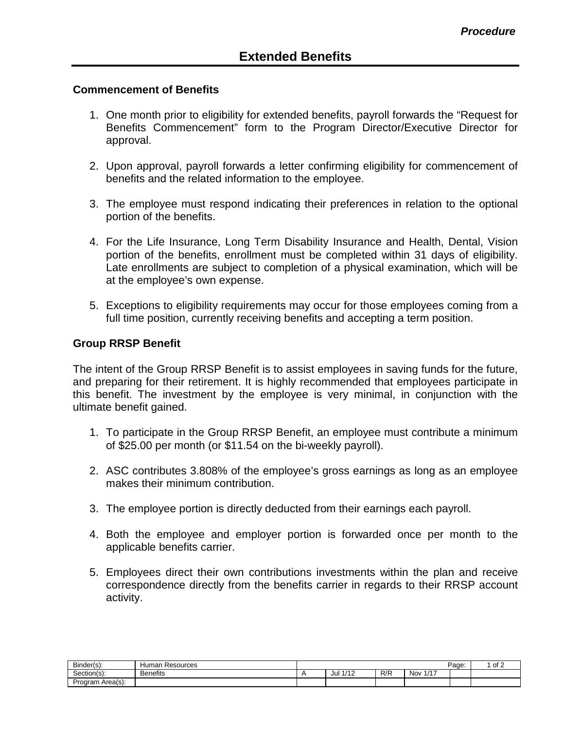*Procedure*

# Extended Benefits

### Commencement of Benefits

1. One month prior to eligibility for extended benefits, payroll forwards the "Request for Benefits Commencement" form to the Program Director/Executive Director for approval.

2. Upon approval, payroll forwards a letter confirming eligibility for commencement of benefits and the related information to the employee.

3. The employee must respond indicating their preferences in relation to the optional portion of the benefits.

4. For the Life Insurance, Long Term Disability Insurance and Health, Dental, Vision portion of the benefits, enrollment must be completed within 31 days of eligibility. Late enrollments are subject to completion of a physical examination, which will be at the employee's own expense.

5. Exceptions to eligibility requirements may occur for those employees coming from a full time position, currently receiving benefits and accepting a term position.

### Group RRSP Benefit

The intent of the Group RRSP Benefit is to assist employees in saving funds for the future, and preparing for their retirement. It is highly recommended that employees participate in this benefit. The investment by the employee is very minimal, in conjunction with the ultimate benefit gained.

1. To participate in the Group RRSP Benefit, an employee must contribute a minimum of $25.00 per month (or $11.54 on the bi-weekly payroll).

2. ASC contributes 3.808% of the employee's gross earnings as long as an employee makes their minimum contribution.

3. The employee portion is directly deducted from their earnings each payroll.

4. Both the employee and employer portion is forwarded once per month to the applicable benefits carrier.

5. Employees direct their own contributions investments within the plan and receive correspondence directly from the benefits carrier in regards to their RRSP account activity.

| Binder(s): | Human Resources | | | | | | Page: | 1 of 2 |
|---|---|---|---|---|---|---|---|---|
| Section(s): | Benefits | A | Jul 1/12 | R/R | Nov 1/17 | | | |
| Program Area(s): | | | | | | | | |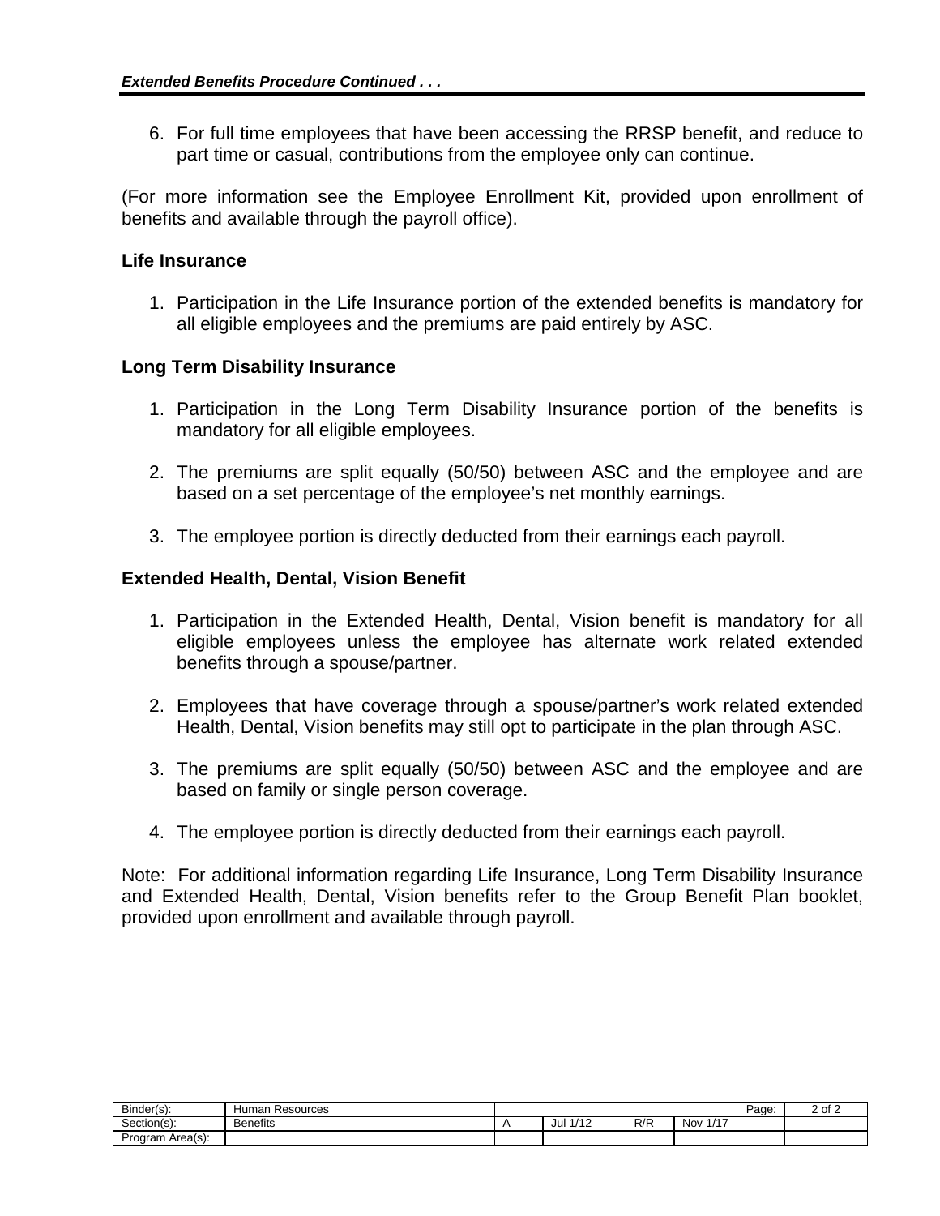6. For full time employees that have been accessing the RRSP benefit, and reduce to part time or casual, contributions from the employee only can continue.

(For more information see the Employee Enrollment Kit, provided upon enrollment of benefits and available through the payroll office).

**Life Insurance**

1. Participation in the Life Insurance portion of the extended benefits is mandatory for all eligible employees and the premiums are paid entirely by ASC.

**Long Term Disability Insurance**

1. Participation in the Long Term Disability Insurance portion of the benefits is mandatory for all eligible employees.

2. The premiums are split equally (50/50) between ASC and the employee and are based on a set percentage of the employee's net monthly earnings.

3. The employee portion is directly deducted from their earnings each payroll.

**Extended Health, Dental, Vision Benefit**

1. Participation in the Extended Health, Dental, Vision benefit is mandatory for all eligible employees unless the employee has alternate work related extended benefits through a spouse/partner.

2. Employees that have coverage through a spouse/partner's work related extended Health, Dental, Vision benefits may still opt to participate in the plan through ASC.

3. The premiums are split equally (50/50) between ASC and the employee and are based on family or single person coverage.

4. The employee portion is directly deducted from their earnings each payroll.

Note: For additional information regarding Life Insurance, Long Term Disability Insurance and Extended Health, Dental, Vision benefits refer to the Group Benefit Plan booklet, provided upon enrollment and available through payroll.